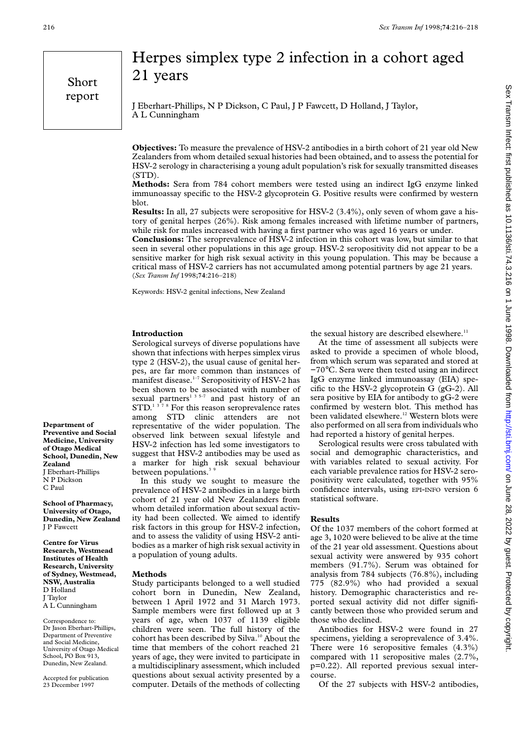Short report

# Herpes simplex type 2 infection in a cohort aged 21 years

J Eberhart-Phillips, N P Dickson, C Paul, J P Fawcett, D Holland, J Taylor, A L Cunningham

**Objectives:** To measure the prevalence of HSV-2 antibodies in a birth cohort of 21 year old New Zealanders from whom detailed sexual histories had been obtained, and to assess the potential for HSV-2 serology in characterising a young adult population's risk for sexually transmitted diseases (STD).

**Methods:** Sera from 784 cohort members were tested using an indirect IgG enzyme linked immunoassay specific to the HSV-2 glycoprotein G. Positive results were confirmed by western blot.

**Results:** In all, 27 subjects were seropositive for HSV-2 (3.4%), only seven of whom gave a history of genital herpes (26%). Risk among females increased with lifetime number of partners, while risk for males increased with having a first partner who was aged 16 years or under.

**Conclusions:** The seroprevalence of HSV-2 infection in this cohort was low, but similar to that seen in several other populations in this age group. HSV-2 seropositivity did not appear to be a sensitive marker for high risk sexual activity in this young population. This may be because a critical mass of HSV-2 carriers has not accumulated among potential partners by age 21 years.
(*Sex Transm Inf* 1998;**74**:216–218)

Keywords: HSV-2 genital infections, New Zealand

Department of Preventive and Social Medicine, University of Otago Medical School, Dunedin, New Zealand
J Eberhart-Phillips
N P Dickson
C Paul

School of Pharmacy, University of Otago, Dunedin, New Zealand
J P Fawcett

Centre for Virus Research, Westmead Institutes of Health Research, University of Sydney, Westmead, NSW, Australia
D Holland
J Taylor
A L Cunningham

Correspondence to: Dr Jason Eberhart-Phillips, Department of Preventive and Social Medicine, University of Otago Medical School, PO Box 913, Dunedin, New Zealand.

Accepted for publication 23 December 1997

## Introduction

Serological surveys of diverse populations have shown that infections with herpes simplex virus type 2 (HSV-2), the usual cause of genital herpes, are far more common than instances of manifest disease.[1–7] Seropositivity of HSV-2 has been shown to be associated with number of sexual partners[1 3 5–7] and past history of an STD.[1 3 7 8] For this reason seroprevalence rates among STD clinic attenders are not representative of the wider population. The observed link between sexual lifestyle and HSV-2 infection has led some investigators to suggest that HSV-2 antibodies may be used as a marker for high risk sexual behaviour between populations.[3 9]

In this study we sought to measure the prevalence of HSV-2 antibodies in a large birth cohort of 21 year old New Zealanders from whom detailed information about sexual activity had been collected. We aimed to identify risk factors in this group for HSV-2 infection, and to assess the validity of using HSV-2 antibodies as a marker of high risk sexual activity in a population of young adults.

## Methods

Study participants belonged to a well studied cohort born in Dunedin, New Zealand, between 1 April 1972 and 31 March 1973. Sample members were first followed up at 3 years of age, when 1037 of 1139 eligible children were seen. The full history of the cohort has been described by Silva.[10] About the time that members of the cohort reached 21 years of age, they were invited to participate in a multidisciplinary assessment, which included questions about sexual activity presented by a computer. Details of the methods of collecting the sexual history are described elsewhere.[11]

At the time of assessment all subjects were asked to provide a specimen of whole blood, from which serum was separated and stored at −70°C. Sera were then tested using an indirect IgG enzyme linked immunoassay (EIA) specific to the HSV-2 glycoprotein G (gG-2). All sera positive by EIA for antibody to gG-2 were confirmed by western blot. This method has been validated elsewhere.[12] Western blots were also performed on all sera from individuals who had reported a history of genital herpes.

Serological results were cross tabulated with social and demographic characteristics, and with variables related to sexual activity. For each variable prevalence ratios for HSV-2 seropositivity were calculated, together with 95% confidence intervals, using EPI-INFO version 6 statistical software.

## Results

Of the 1037 members of the cohort formed at age 3, 1020 were believed to be alive at the time of the 21 year old assessment. Questions about sexual activity were answered by 935 cohort members (91.7%). Serum was obtained for analysis from 784 subjects (76.8%), including 775 (82.9%) who had provided a sexual history. Demographic characteristics and reported sexual activity did not differ significantly between those who provided serum and those who declined.

Antibodies for HSV-2 were found in 27 specimens, yielding a seroprevalence of 3.4%. There were 16 seropositive females (4.3%) compared with 11 seropositive males (2.7%, p=0.22). All reported previous sexual intercourse.

Of the 27 subjects with HSV-2 antibodies,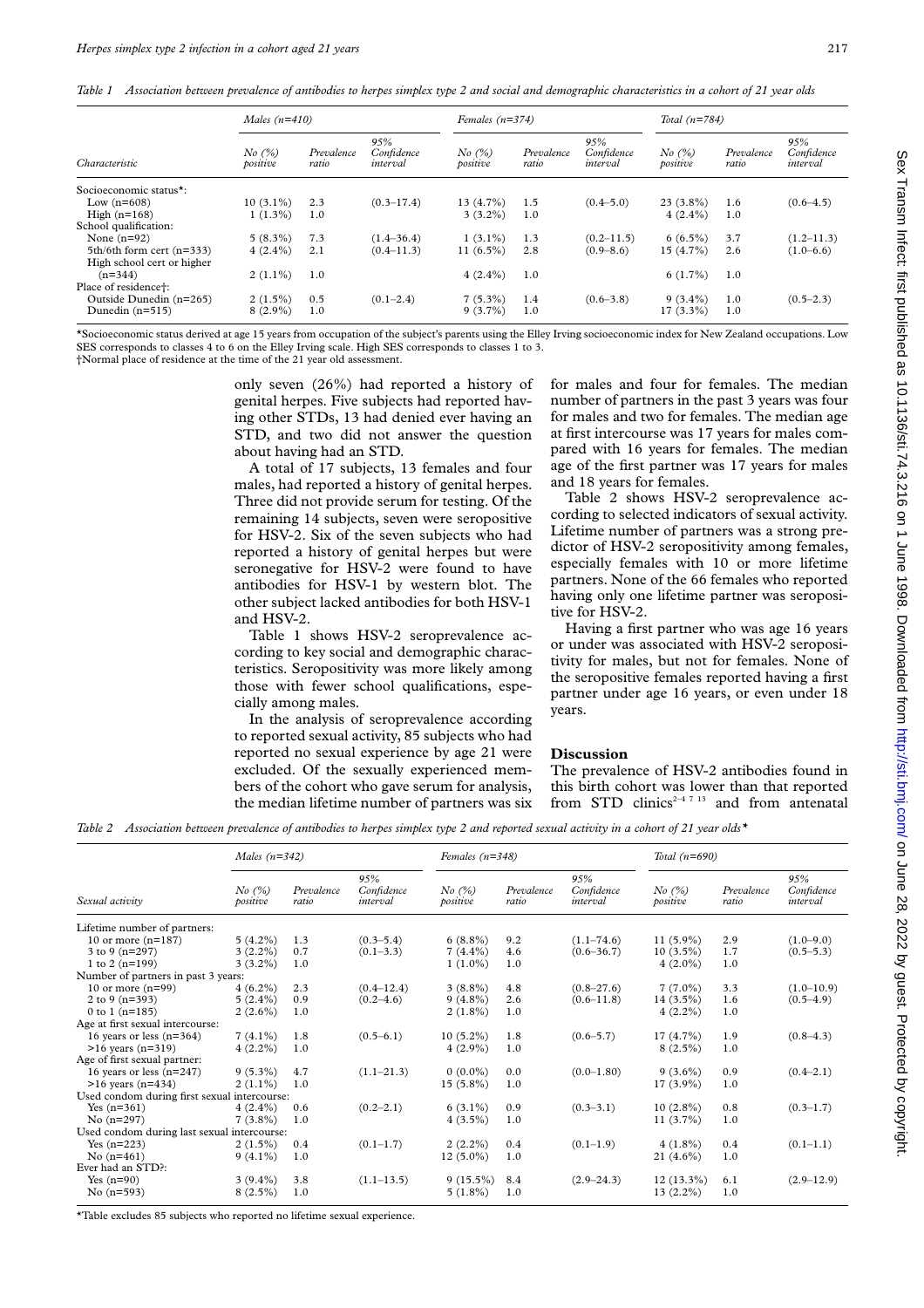*Table 1 Association between prevalence of antibodies to herpes simplex type 2 and social and demographic characteristics in a cohort of 21 year olds*

| Characteristic | Males (n=410) | | | Females (n=374) | | | Total (n=784) | | |
|---|---|---|---|---|---|---|---|---|---|
| | No (%) positive | Prevalence ratio | 95% Confidence interval | No (%) positive | Prevalence ratio | 95% Confidence interval | No (%) positive | Prevalence ratio | 95% Confidence interval |
| Socioeconomic status*: | | | | | | | | | |
| Low (n=608) | 10 (3.1%) | 2.3 | (0.3–17.4) | 13 (4.7%) | 1.5 | (0.4–5.0) | 23 (3.8%) | 1.6 | (0.6–4.5) |
| High (n=168) | 1 (1.3%) | 1.0 | | 3 (3.2%) | 1.0 | | 4 (2.4%) | 1.0 | |
| School qualification: | | | | | | | | | |
| None (n=92) | 5 (8.3%) | 7.3 | (1.4–36.4) | 1 (3.1%) | 1.3 | (0.2–11.5) | 6 (6.5%) | 3.7 | (1.2–11.3) |
| 5th/6th form cert (n=333) | 4 (2.4%) | 2.1 | (0.4–11.3) | 11 (6.5%) | 2.8 | (0.9–8.6) | 15 (4.7%) | 2.6 | (1.0–6.6) |
| High school cert or higher (n=344) | 2 (1.1%) | 1.0 | | 4 (2.4%) | 1.0 | | 6 (1.7%) | 1.0 | |
| Place of residence†: | | | | | | | | | |
| Outside Dunedin (n=265) | 2 (1.5%) | 0.5 | (0.1–2.4) | 7 (5.3%) | 1.4 | (0.6–3.8) | 9 (3.4%) | 1.0 | (0.5–2.3) |
| Dunedin (n=515) | 8 (2.9%) | 1.0 | | 9 (3.7%) | 1.0 | | 17 (3.3%) | 1.0 | |

*Socioeconomic status derived at age 15 years from occupation of the subject's parents using the Elley Irving socioeconomic index for New Zealand occupations. Low SES corresponds to classes 4 to 6 on the Elley Irving scale. High SES corresponds to classes 1 to 3.
†Normal place of residence at the time of the 21 year old assessment.

only seven (26%) had reported a history of genital herpes. Five subjects had reported having other STDs, 13 had denied ever having an STD, and two did not answer the question about having had an STD.

A total of 17 subjects, 13 females and four males, had reported a history of genital herpes. Three did not provide serum for testing. Of the remaining 14 subjects, seven were seropositive for HSV-2. Six of the seven subjects who had reported a history of genital herpes but were seronegative for HSV-2 were found to have antibodies for HSV-1 by western blot. The other subject lacked antibodies for both HSV-1 and HSV-2.

Table 1 shows HSV-2 seroprevalence according to key social and demographic characteristics. Seropositivity was more likely among those with fewer school qualifications, especially among males.

In the analysis of seroprevalence according to reported sexual activity, 85 subjects who had reported no sexual experience by age 21 were excluded. Of the sexually experienced members of the cohort who gave serum for analysis, the median lifetime number of partners was six for males and four for females. The median number of partners in the past 3 years was four for males and two for females. The median age at first intercourse was 17 years for males compared with 16 years for females. The median age of the first partner was 17 years for males and 18 years for females.

Table 2 shows HSV-2 seroprevalence according to selected indicators of sexual activity. Lifetime number of partners was a strong predictor of HSV-2 seropositivity among females, especially females with 10 or more lifetime partners. None of the 66 females who reported having only one lifetime partner was seropositive for HSV-2.

Having a first partner who was age 16 years or under was associated with HSV-2 seropositivity for males, but not for females. None of the seropositive females reported having a first partner under age 16 years, or even under 18 years.

## Discussion

The prevalence of HSV-2 antibodies found in this birth cohort was lower than that reported from STD clinics[2–4 7 13] and from antenatal

*Table 2 Association between prevalence of antibodies to herpes simplex type 2 and reported sexual activity in a cohort of 21 year olds**

| Sexual activity | Males (n=342) | | | Females (n=348) | | | Total (n=690) | | |
|---|---|---|---|---|---|---|---|---|---|
| | No (%) positive | Prevalence ratio | 95% Confidence interval | No (%) positive | Prevalence ratio | 95% Confidence interval | No (%) positive | Prevalence ratio | 95% Confidence interval |
| Lifetime number of partners: | | | | | | | | | |
| 10 or more (n=187) | 5 (4.2%) | 1.3 | (0.3–5.4) | 6 (8.8%) | 9.2 | (1.1–74.6) | 11 (5.9%) | 2.9 | (1.0–9.0) |
| 3 to 9 (n=297) | 3 (2.2%) | 0.7 | (0.1–3.3) | 7 (4.4%) | 4.6 | (0.6–36.7) | 10 (3.5%) | 1.7 | (0.5–5.3) |
| 1 to 2 (n=199) | 3 (3.2%) | 1.0 | | 1 (1.0%) | 1.0 | | 4 (2.0%) | 1.0 | |
| Number of partners in past 3 years: | | | | | | | | | |
| 10 or more (n=99) | 4 (6.2%) | 2.3 | (0.4–12.4) | 3 (8.8%) | 4.8 | (0.8–27.6) | 7 (7.0%) | 3.3 | (1.0–10.9) |
| 2 to 9 (n=393) | 5 (2.4%) | 0.9 | (0.2–4.6) | 9 (4.8%) | 2.6 | (0.6–11.8) | 14 (3.5%) | 1.6 | (0.5–4.9) |
| 0 to 1 (n=185) | 2 (2.6%) | 1.0 | | 2 (1.8%) | 1.0 | | 4 (2.2%) | 1.0 | |
| Age at first sexual intercourse: | | | | | | | | | |
| 16 years or less (n=364) | 7 (4.1%) | 1.8 | (0.5–6.1) | 10 (5.2%) | 1.8 | (0.6–5.7) | 17 (4.7%) | 1.9 | (0.8–4.3) |
| >16 years (n=319) | 4 (2.2%) | 1.0 | | 4 (2.9%) | 1.0 | | 8 (2.5%) | 1.0 | |
| Age of first sexual partner: | | | | | | | | | |
| 16 years or less (n=247) | 9 (5.3%) | 4.7 | (1.1–21.3) | 0 (0.0%) | 0.0 | (0.0–1.80) | 9 (3.6%) | 0.9 | (0.4–2.1) |
| >16 years (n=434) | 2 (1.1%) | 1.0 | | 15 (5.8%) | 1.0 | | 17 (3.9%) | 1.0 | |
| Used condom during first sexual intercourse: | | | | | | | | | |
| Yes (n=361) | 4 (2.4%) | 0.6 | (0.2–2.1) | 6 (3.1%) | 0.9 | (0.3–3.1) | 10 (2.8%) | 0.8 | (0.3–1.7) |
| No (n=297) | 7 (3.8%) | 1.0 | | 4 (3.5%) | 1.0 | | 11 (3.7%) | 1.0 | |
| Used condom during last sexual intercourse: | | | | | | | | | |
| Yes (n=223) | 2 (1.5%) | 0.4 | (0.1–1.7) | 2 (2.2%) | 0.4 | (0.1–1.9) | 4 (1.8%) | 0.4 | (0.1–1.1) |
| No (n=461) | 9 (4.1%) | 1.0 | | 12 (5.0%) | 1.0 | | 21 (4.6%) | 1.0 | |
| Ever had an STD?: | | | | | | | | | |
| Yes (n=90) | 3 (9.4%) | 3.8 | (1.1–13.5) | 9 (15.5%) | 8.4 | (2.9–24.3) | 12 (13.3%) | 6.1 | (2.9–12.9) |
| No (n=593) | 8 (2.5%) | 1.0 | | 5 (1.8%) | 1.0 | | 13 (2.2%) | 1.0 | |

*Table excludes 85 subjects who reported no lifetime sexual experience.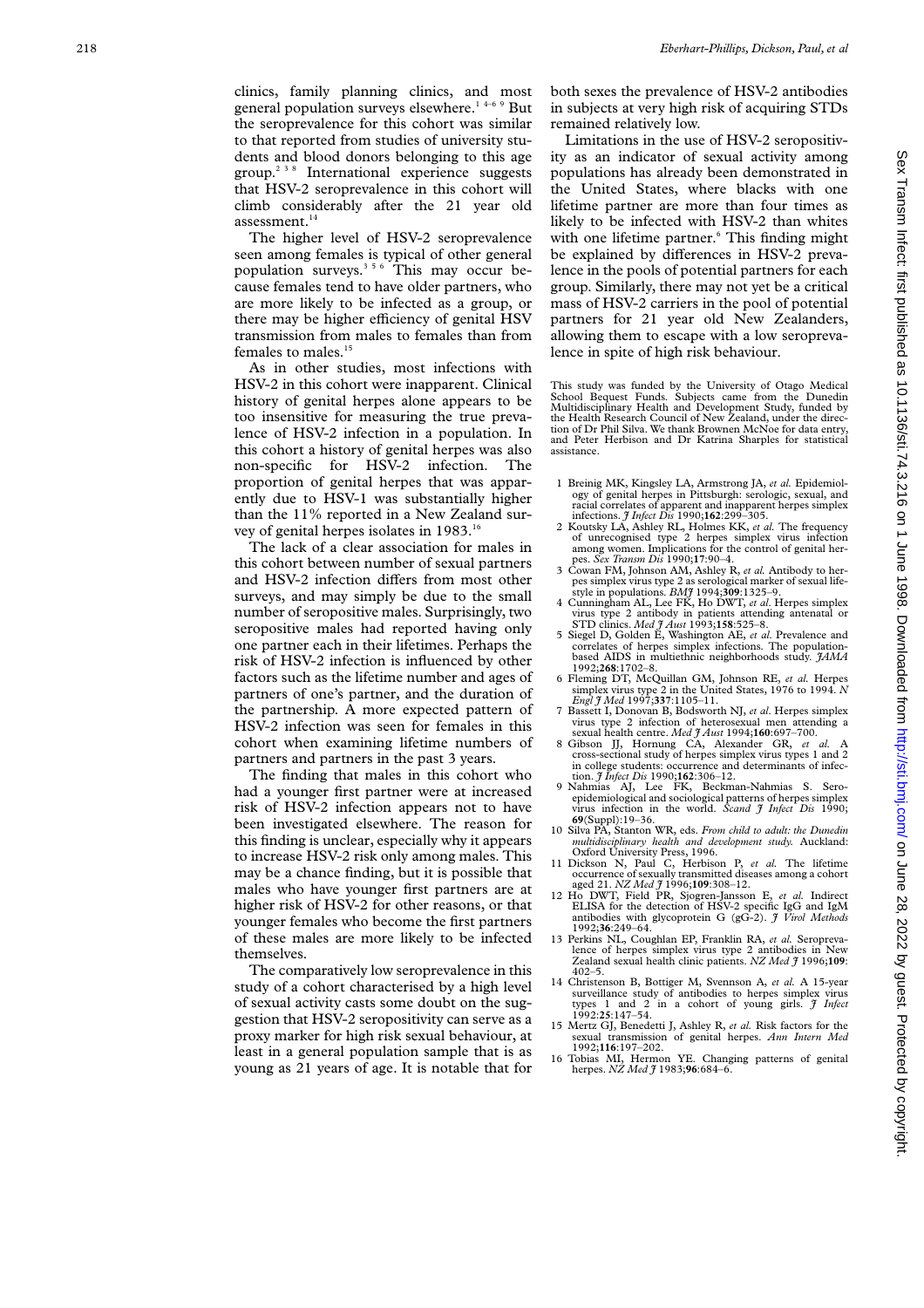clinics, family planning clinics, and most general population surveys elsewhere.[1 4–6 9] But the seroprevalence for this cohort was similar to that reported from studies of university students and blood donors belonging to this age group.[2 3 8] International experience suggests that HSV-2 seroprevalence in this cohort will climb considerably after the 21 year old assessment.[14]

The higher level of HSV-2 seroprevalence seen among females is typical of other general population surveys.[3 5 6] This may occur because females tend to have older partners, who are more likely to be infected as a group, or there may be higher efficiency of genital HSV transmission from males to females than from females to males.[15]

As in other studies, most infections with HSV-2 in this cohort were inapparent. Clinical history of genital herpes alone appears to be too insensitive for measuring the true prevalence of HSV-2 infection in a population. In this cohort a history of genital herpes was also non-specific for HSV-2 infection. The proportion of genital herpes that was apparently due to HSV-1 was substantially higher than the 11% reported in a New Zealand survey of genital herpes isolates in 1983.[16]

The lack of a clear association for males in this cohort between number of sexual partners and HSV-2 infection differs from most other surveys, and may simply be due to the small number of seropositive males. Surprisingly, two seropositive males had reported having only one partner each in their lifetimes. Perhaps the risk of HSV-2 infection is influenced by other factors such as the lifetime number and ages of partners of one's partner, and the duration of the partnership. A more expected pattern of HSV-2 infection was seen for females in this cohort when examining lifetime numbers of partners and partners in the past 3 years.

The finding that males in this cohort who had a younger first partner were at increased risk of HSV-2 infection appears not to have been investigated elsewhere. The reason for this finding is unclear, especially why it appears to increase HSV-2 risk only among males. This may be a chance finding, but it is possible that males who have younger first partners are at higher risk of HSV-2 for other reasons, or that younger females who become the first partners of these males are more likely to be infected themselves.

The comparatively low seroprevalence in this study of a cohort characterised by a high level of sexual activity casts some doubt on the suggestion that HSV-2 seropositivity can serve as a proxy marker for high risk sexual behaviour, at least in a general population sample that is as young as 21 years of age. It is notable that for both sexes the prevalence of HSV-2 antibodies in subjects at very high risk of acquiring STDs remained relatively low.

Limitations in the use of HSV-2 seropositivity as an indicator of sexual activity among populations has already been demonstrated in the United States, where blacks with one lifetime partner are more than four times as likely to be infected with HSV-2 than whites with one lifetime partner.[6] This finding might be explained by differences in HSV-2 prevalence in the pools of potential partners for each group. Similarly, there may not yet be a critical mass of HSV-2 carriers in the pool of potential partners for 21 year old New Zealanders, allowing them to escape with a low seroprevalence in spite of high risk behaviour.

This study was funded by the University of Otago Medical School Bequest Funds. Subjects came from the Dunedin Multidisciplinary Health and Development Study, funded by the Health Research Council of New Zealand, under the direction of Dr Phil Silva. We thank Brownen McNoe for data entry, and Peter Herbison and Dr Katrina Sharples for statistical assistance.

1. Breinig MK, Kingsley LA, Armstrong JA, *et al*. Epidemiology of genital herpes in Pittsburgh: serologic, sexual, and racial correlates of apparent and inapparent herpes simplex infections. *J Infect Dis* 1990;**162**:299–305.
2. Koutsky LA, Ashley RL, Holmes KK, *et al*. The frequency of unrecognised type 2 herpes simplex virus infection among women. Implications for the control of genital herpes. *Sex Transm Dis* 1990;**17**:90–4.
3. Cowan FM, Johnson AM, Ashley R, *et al*. Antibody to herpes simplex virus type 2 as serological marker of sexual lifestyle in populations. *BMJ* 1994;**309**:1325–9.
4. Cunningham AL, Lee FK, Ho DWT, *et al*. Herpes simplex virus type 2 antibody in patients attending antenatal or STD clinics. *Med J Aust* 1993;**158**:525–8.
5. Siegel D, Golden E, Washington AE, *et al*. Prevalence and correlates of herpes simplex infections. The population-based AIDS in multiethnic neighborhoods study. *JAMA* 1992;**268**:1702–8.
6. Fleming DT, McQuillan GM, Johnson RE, *et al*. Herpes simplex virus type 2 in the United States, 1976 to 1994. *N Engl J Med* 1997;**337**:1105–11.
7. Bassett I, Donovan B, Bodsworth NJ, *et al*. Herpes simplex virus type 2 infection of heterosexual men attending a sexual health centre. *Med J Aust* 1994;**160**:697–700.
8. Gibson JJ, Hornung CA, Alexander GR, *et al*. A cross-sectional study of herpes simplex virus types 1 and 2 in college students: occurrence and determinants of infection. *J Infect Dis* 1990;**162**:306–12.
9. Nahmias AJ, Lee FK, Beckman-Nahmias S. Sero-epidemiological and sociological patterns of herpes simplex virus infection in the world. *Scand J Infect Dis* 1990; **69**(Suppl):19–36.
10. Silva PA, Stanton WR, eds. *From child to adult: the Dunedin multidisciplinary health and development study*. Auckland: Oxford University Press, 1996.
11. Dickson N, Paul C, Herbison P, *et al*. The lifetime occurrence of sexually transmitted diseases among a cohort aged 21. *NZ Med J* 1996;**109**:308–12.
12. Ho DWT, Field PR, Sjogren-Jansson E, *et al*. Indirect ELISA for the detection of HSV-2 specific IgG and IgM antibodies with glycoprotein G (gG-2). *J Virol Methods* 1992;**36**:249–64.
13. Perkins NL, Coughlan EP, Franklin RA, *et al*. Seroprevalence of herpes simplex virus type 2 antibodies in New Zealand sexual health clinic patients. *NZ Med J* 1996;**109**: 402–5.
14. Christenson B, Bottiger M, Svennson A, *et al*. A 15-year surveillance study of antibodies to herpes simplex virus types 1 and 2 in a cohort of young girls. *J Infect* 1992:**25**:147–54.
15. Mertz GJ, Benedetti J, Ashley R, *et al*. Risk factors for the sexual transmission of genital herpes. *Ann Intern Med* 1992;**116**:197–202.
16. Tobias MI, Hermon YE. Changing patterns of genital herpes. *NZ Med J* 1983;**96**:684–6.